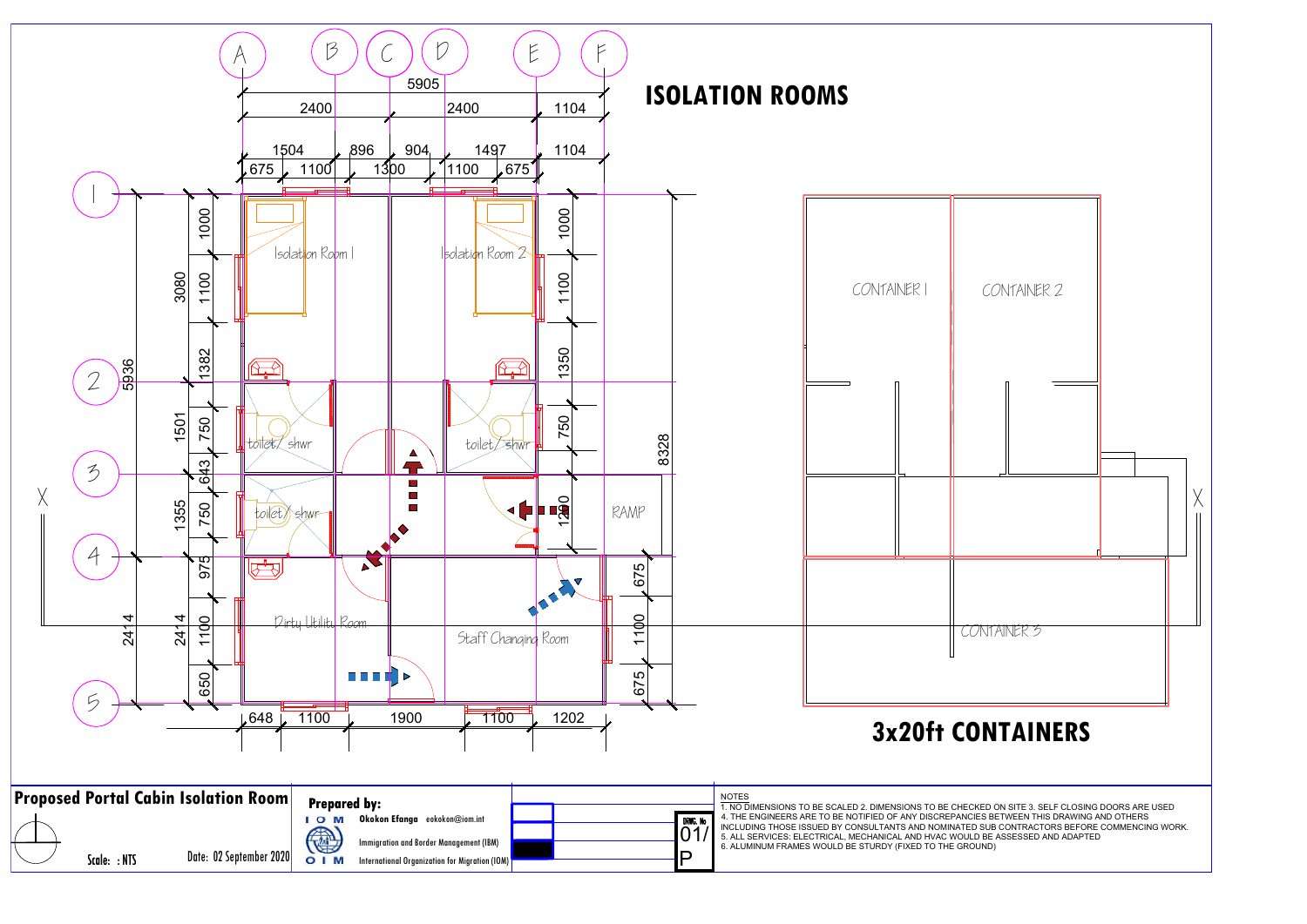# ISOLATION ROOMS

A B C D E F

5905

2400 | 2400 | 1104

1504 | 896 | 904 | 1497 | 1104

675 | 1100 | 1300 | 1100 | 675

Isolation Room 1

Isolation Room 2

toilet/ shwr

toilet/ shwr

toilet/ shwr

RAMP

Dirty Utility Room

Staff Changing Room

1 2 3 4 5

5936 | 3080 | 1000 | 1100 | 1382 | 1501 | 750 | 643 | 1355 | 750 | 975 | 2414 | 2414 | 1100 | 650

1000 | 1100 | 1350 | 750 | 1200 | 675 | 1100 | 675 | 8328

648 | 1100 | 1900 | 1100 | 1202

X X

CONTAINER 1

CONTAINER 2

CONTAINER 3

# 3x20ft CONTAINERS

**Proposed Portal Cabin Isolation Room**

Scale: : NTS

Date: 02 September 2020

**Prepared by:**

IOM OIM

**Okokon Efanga** eokokon@iom.int

Immigration and Border Management (IBM)

International Organization for Migration (IOM)

DRWG. No 01/ P

NOTES

1. NO DIMENSIONS TO BE SCALED 2. DIMENSIONS TO BE CHECKED ON SITE 3. SELF CLOSING DOORS ARE USED
4. THE ENGINEERS ARE TO BE NOTIFIED OF ANY DISCREPANCIES BETWEEN THIS DRAWING AND OTHERS INCLUDING THOSE ISSUED BY CONSULTANTS AND NOMINATED SUB CONTRACTORS BEFORE COMMENCING WORK.
5. ALL SERVICES: ELECTRICAL, MECHANICAL AND HVAC WOULD BE ASSESSED AND ADAPTED
6. ALUMINUM FRAMES WOULD BE STURDY (FIXED TO THE GROUND)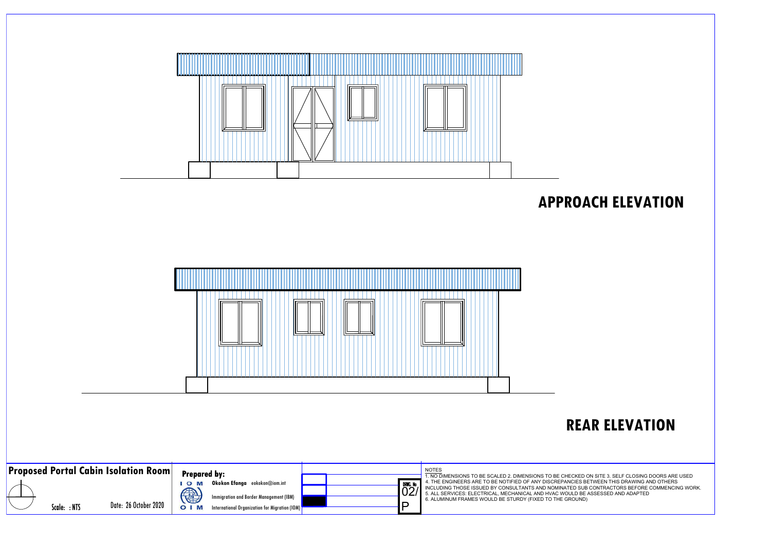## APPROACH ELEVATION

## REAR ELEVATION

**Proposed Portal Cabin Isolation Room**

Scale: : NTS

Date: 26 October 2020

**Prepared by:**

**Okokon Efanga** eokokon@iom.int

Immigration and Border Management (IBM)

International Organization for Migration (IOM)

DRWG. No 02/ P

NOTES

1. NO DIMENSIONS TO BE SCALED 2. DIMENSIONS TO BE CHECKED ON SITE 3. SELF CLOSING DOORS ARE USED
4. THE ENGINEERS ARE TO BE NOTIFIED OF ANY DISCREPANCIES BETWEEN THIS DRAWING AND OTHERS INCLUDING THOSE ISSUED BY CONSULTANTS AND NOMINATED SUB CONTRACTORS BEFORE COMMENCING WORK.
5. ALL SERVICES: ELECTRICAL, MECHANICAL AND HVAC WOULD BE ASSESSED AND ADAPTED
6. ALUMINUM FRAMES WOULD BE STURDY (FIXED TO THE GROUND)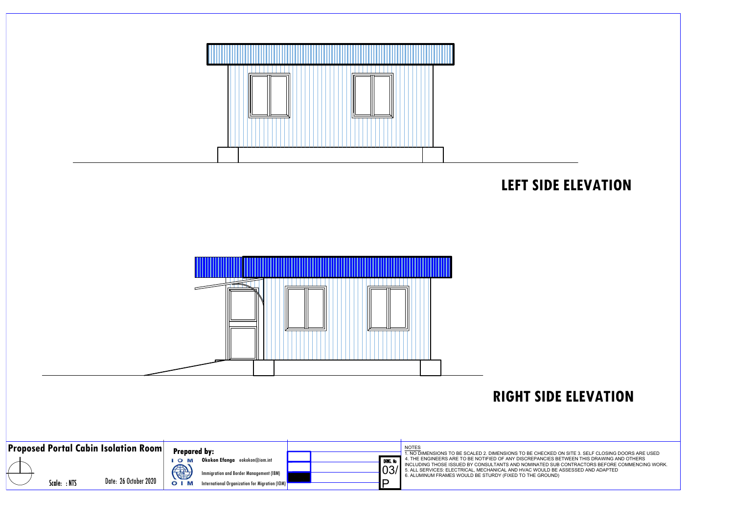## LEFT SIDE ELEVATION

## RIGHT SIDE ELEVATION

**Proposed Portal Cabin Isolation Room**

Scale: : NTS

Date: 26 October 2020

**Prepared by:**

**Okokon Efanga** eokokon@iom.int

Immigration and Border Management (IBM)

International Organization for Migration (IOM)

DRWG. No

03/

P

NOTES

1. NO DIMENSIONS TO BE SCALED 2. DIMENSIONS TO BE CHECKED ON SITE 3. SELF CLOSING DOORS ARE USED
4. THE ENGINEERS ARE TO BE NOTIFIED OF ANY DISCREPANCIES BETWEEN THIS DRAWING AND OTHERS INCLUDING THOSE ISSUED BY CONSULTANTS AND NOMINATED SUB CONTRACTORS BEFORE COMMENCING WORK.
5. ALL SERVICES: ELECTRICAL, MECHANICAL AND HVAC WOULD BE ASSESSED AND ADAPTED
6. ALUMINUM FRAMES WOULD BE STURDY (FIXED TO THE GROUND)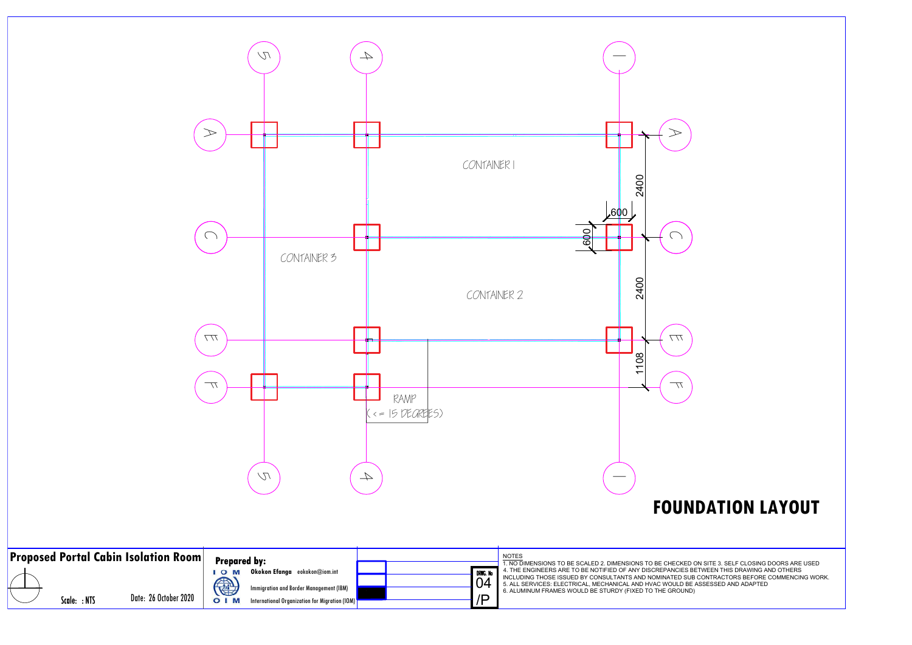# FOUNDATION LAYOUT

CONTAINER 1

CONTAINER 2

CONTAINER 3

RAMP (<= 15 DEGREES)

2400

2400

1108

600

600

**Proposed Portal Cabin Isolation Room**

Scale: : NTS

Date: 26 October 2020

**Prepared by:**

**Okokon Efanga** eokokon@iom.int

Immigration and Border Management (IBM)

International Organization for Migration (IOM)

DRWG. No 04 /P

NOTES

1. NO DIMENSIONS TO BE SCALED 2. DIMENSIONS TO BE CHECKED ON SITE 3. SELF CLOSING DOORS ARE USED
4. THE ENGINEERS ARE TO BE NOTIFIED OF ANY DISCREPANCIES BETWEEN THIS DRAWING AND OTHERS INCLUDING THOSE ISSUED BY CONSULTANTS AND NOMINATED SUB CONTRACTORS BEFORE COMMENCING WORK.
5. ALL SERVICES: ELECTRICAL, MECHANICAL AND HVAC WOULD BE ASSESSED AND ADAPTED
6. ALUMINUM FRAMES WOULD BE STURDY (FIXED TO THE GROUND)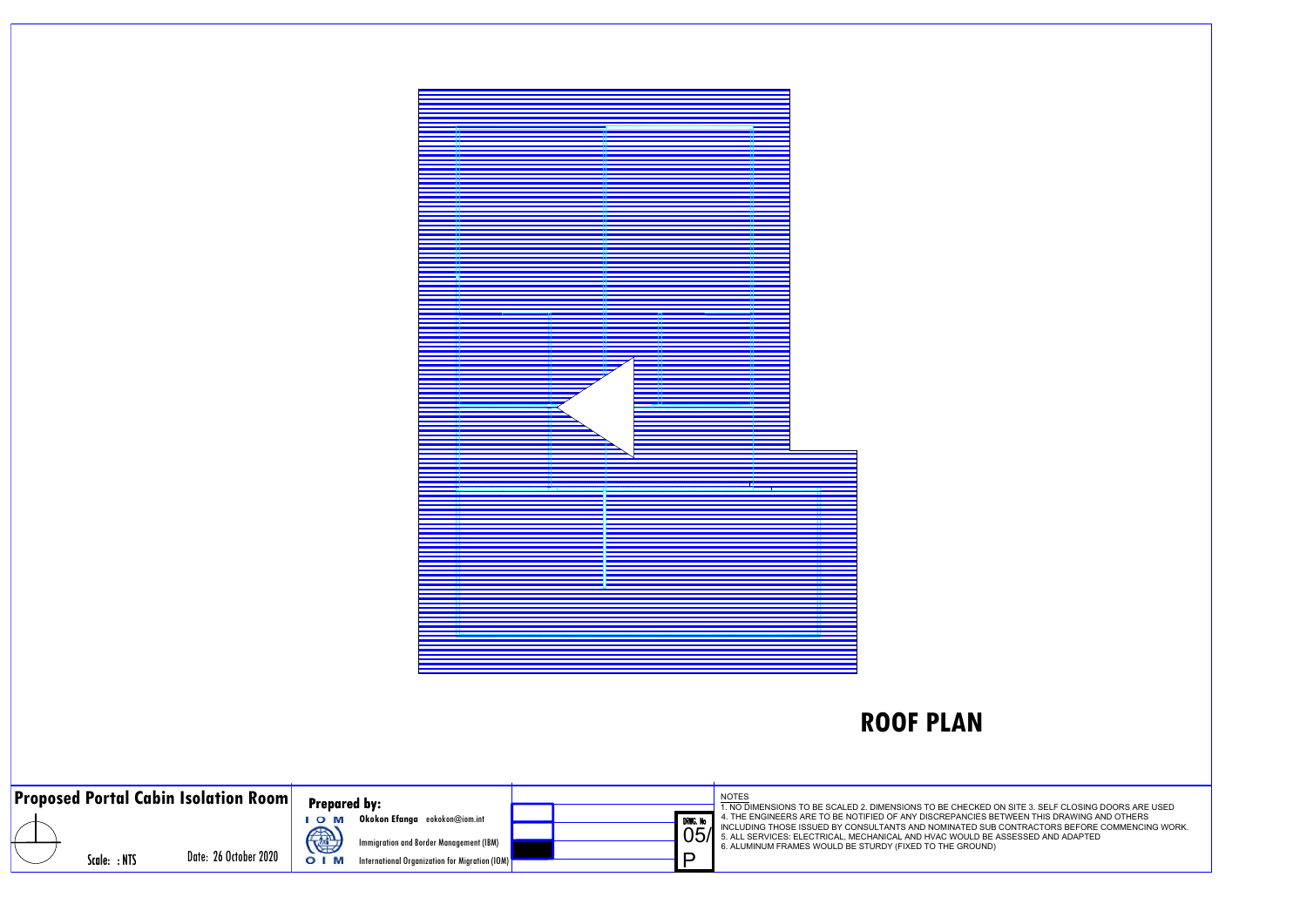## ROOF PLAN

**Proposed Portal Cabin Isolation Room**

Scale: : NTS

Date: 26 October 2020

**Prepared by:**

IOM

**Okokon Efanga** eokokon@iom.int

Immigration and Border Management (IBM)

OIM

International Organization for Migration (IOM)

DRWG. No

05/

P

NOTES

1. NO DIMENSIONS TO BE SCALED 2. DIMENSIONS TO BE CHECKED ON SITE 3. SELF CLOSING DOORS ARE USED
4. THE ENGINEERS ARE TO BE NOTIFIED OF ANY DISCREPANCIES BETWEEN THIS DRAWING AND OTHERS INCLUDING THOSE ISSUED BY CONSULTANTS AND NOMINATED SUB CONTRACTORS BEFORE COMMENCING WORK.
5. ALL SERVICES: ELECTRICAL, MECHANICAL AND HVAC WOULD BE ASSESSED AND ADAPTED
6. ALUMINUM FRAMES WOULD BE STURDY (FIXED TO THE GROUND)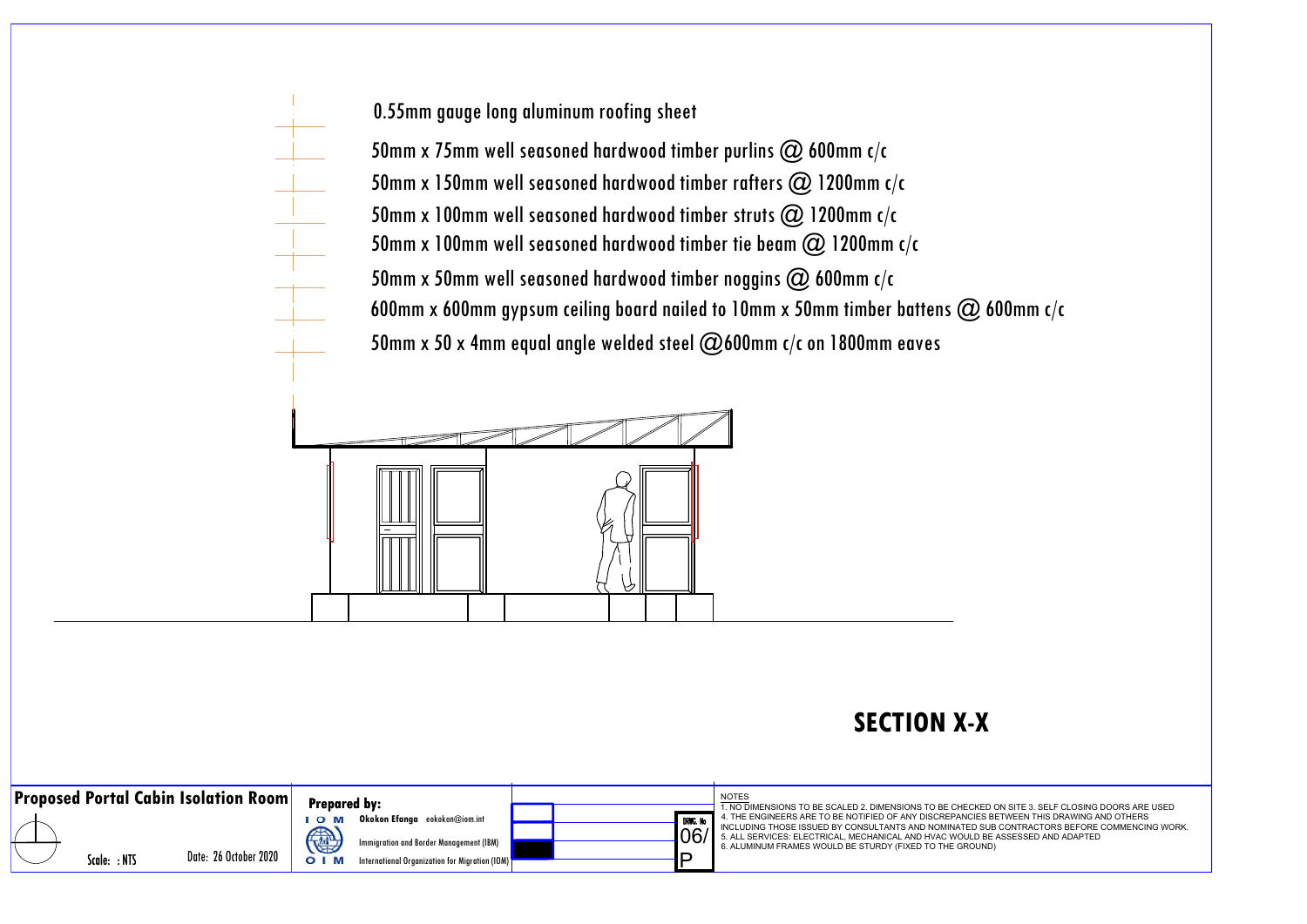0.55mm gauge long aluminum roofing sheet

50mm x 75mm well seasoned hardwood timber purlins @ 600mm c/c

50mm x 150mm well seasoned hardwood timber rafters @ 1200mm c/c

50mm x 100mm well seasoned hardwood timber struts @ 1200mm c/c

50mm x 100mm well seasoned hardwood timber tie beam @ 1200mm c/c

50mm x 50mm well seasoned hardwood timber noggins @ 600mm c/c

600mm x 600mm gypsum ceiling board nailed to 10mm x 50mm timber battens @ 600mm c/c

50mm x 50 x 4mm equal angle welded steel @600mm c/c on 1800mm eaves

## SECTION X-X

**Proposed Portal Cabin Isolation Room**

Scale: : NTS

Date: 26 October 2020

**Prepared by:**

IOM OIM

**Okokon Efanga** eokokon@iom.int

Immigration and Border Management (IBM)

International Organization for Migration (IOM)

DRWG. No

06/

P

NOTES

1. NO DIMENSIONS TO BE SCALED 2. DIMENSIONS TO BE CHECKED ON SITE 3. SELF CLOSING DOORS ARE USED
4. THE ENGINEERS ARE TO BE NOTIFIED OF ANY DISCREPANCIES BETWEEN THIS DRAWING AND OTHERS INCLUDING THOSE ISSUED BY CONSULTANTS AND NOMINATED SUB CONTRACTORS BEFORE COMMENCING WORK.
5. ALL SERVICES: ELECTRICAL, MECHANICAL AND HVAC WOULD BE ASSESSED AND ADAPTED
6. ALUMINUM FRAMES WOULD BE STURDY (FIXED TO THE GROUND)